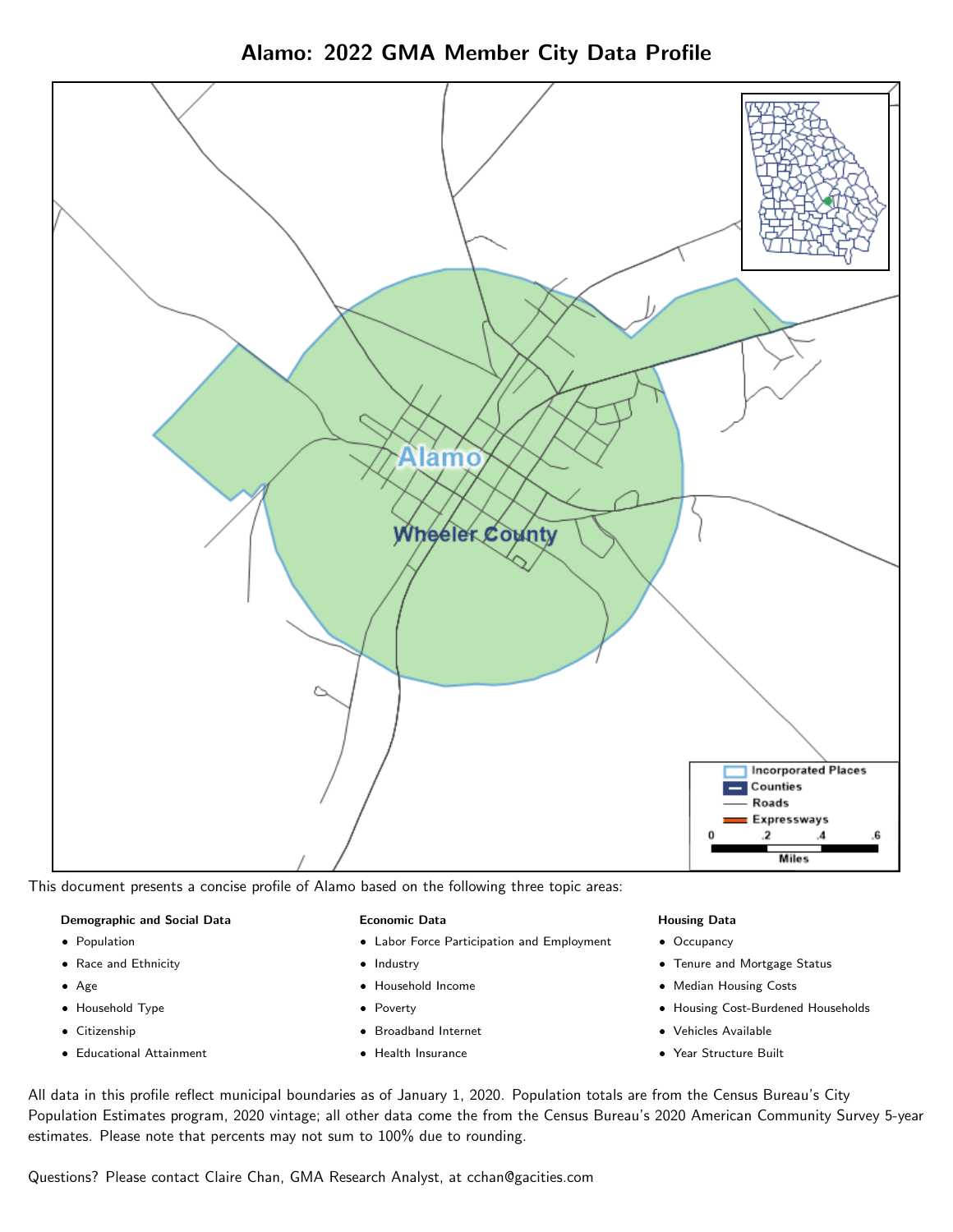# Alamo: 2022 GMA Member City Data Profile

This document presents a concise profile of Alamo based on the following three topic areas:

**Demographic and Social Data**

- Population
- Race and Ethnicity
- Age
- Household Type
- Citizenship
- Educational Attainment

**Economic Data**

- Labor Force Participation and Employment
- Industry
- Household Income
- Poverty
- Broadband Internet
- Health Insurance

**Housing Data**

- Occupancy
- Tenure and Mortgage Status
- Median Housing Costs
- Housing Cost-Burdened Households
- Vehicles Available
- Year Structure Built

All data in this profile reflect municipal boundaries as of January 1, 2020. Population totals are from the Census Bureau's City Population Estimates program, 2020 vintage; all other data come the from the Census Bureau's 2020 American Community Survey 5-year estimates. Please note that percents may not sum to 100% due to rounding.

Questions? Please contact Claire Chan, GMA Research Analyst, at cchan@gacities.com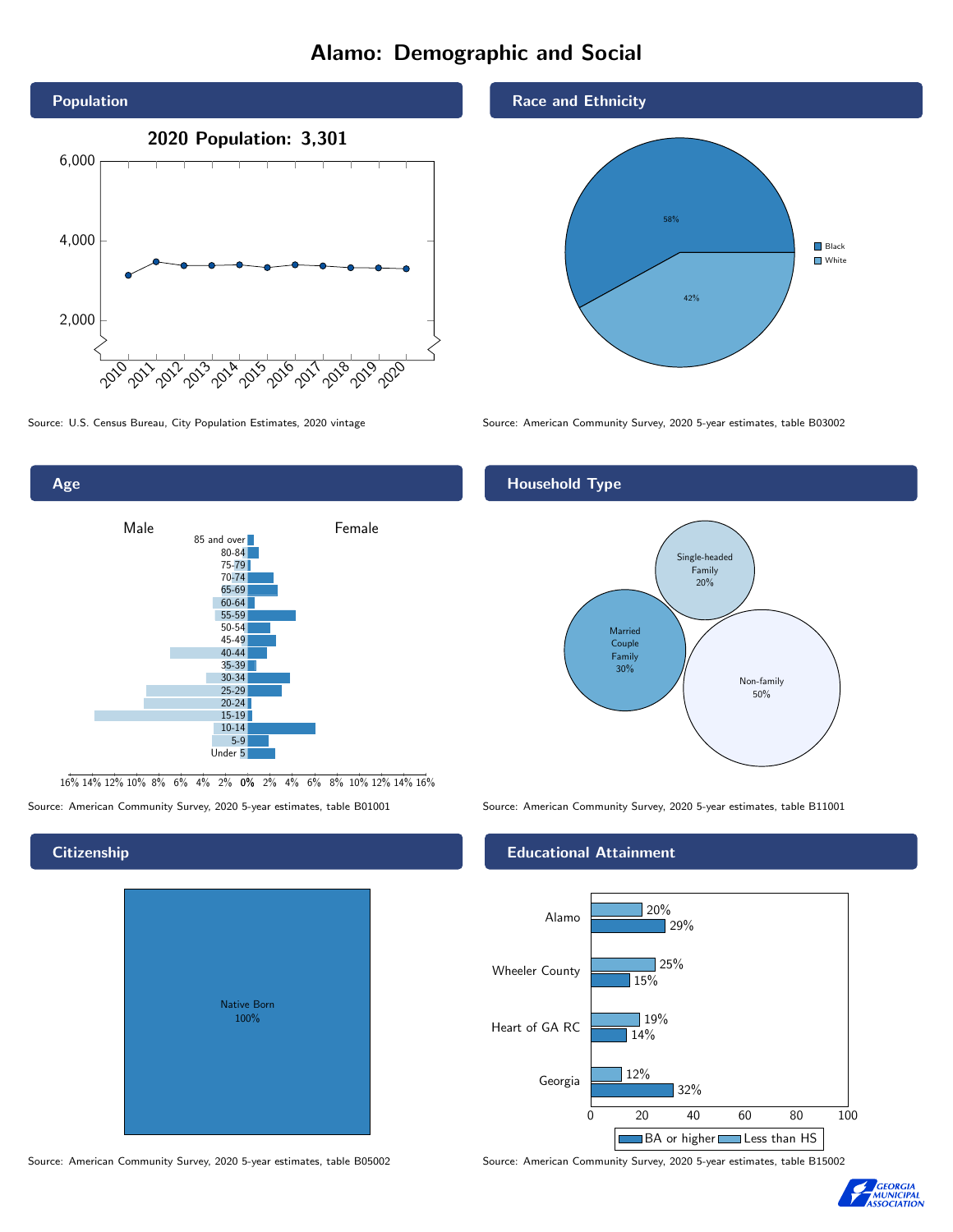# Alamo: Demographic and Social

## Population

**2020 Population: 3,301**

Source: U.S. Census Bureau, City Population Estimates, 2020 vintage

## Race and Ethnicity

| Race | Percent |
|---|---|
| Black | 58% |
| White | 42% |

Source: American Community Survey, 2020 5-year estimates, table B03002

## Age

Source: American Community Survey, 2020 5-year estimates, table B01001

## Household Type

| Household Type | Percent |
|---|---|
| Single-headed Family | 20% |
| Married Couple Family | 30% |
| Non-family | 50% |

Source: American Community Survey, 2020 5-year estimates, table B11001

## Citizenship

| Citizenship | Percent |
|---|---|
| Native Born | 100% |

Source: American Community Survey, 2020 5-year estimates, table B05002

## Educational Attainment

| Area | Less than HS | BA or higher |
|---|---|---|
| Alamo | 20% | 29% |
| Wheeler County | 25% | 15% |
| Heart of GA RC | 19% | 14% |
| Georgia | 12% | 32% |

Source: American Community Survey, 2020 5-year estimates, table B15002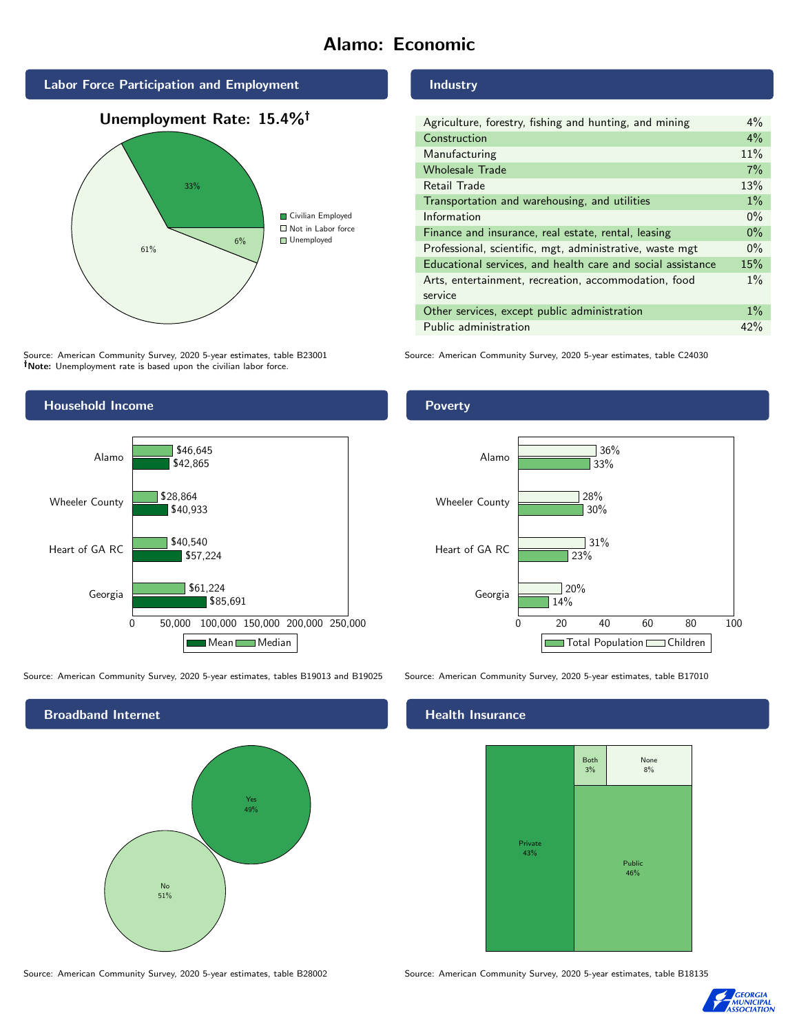# Alamo: Economic

## Labor Force Participation and Employment

**Unemployment Rate: 15.4%†**

| Category | Percent |
|---|---|
| Civilian Employed | 33% |
| Not in Labor force | 61% |
| Unemployed | 6% |

Source: American Community Survey, 2020 5-year estimates, table B23001
**†Note:** Unemployment rate is based upon the civilian labor force.

## Industry

| Industry | Percent |
|---|---|
| Agriculture, forestry, fishing and hunting, and mining | 4% |
| Construction | 4% |
| Manufacturing | 11% |
| Wholesale Trade | 7% |
| Retail Trade | 13% |
| Transportation and warehousing, and utilities | 1% |
| Information | 0% |
| Finance and insurance, real estate, rental, leasing | 0% |
| Professional, scientific, mgt, administrative, waste mgt | 0% |
| Educational services, and health care and social assistance | 15% |
| Arts, entertainment, recreation, accommodation, food service | 1% |
| Other services, except public administration | 1% |
| Public administration | 42% |

Source: American Community Survey, 2020 5-year estimates, table C24030

## Household Income

| | Median | Mean |
|---|---|---|
| Alamo | $46,645 | $42,865 |
| Wheeler County | $28,864 | $40,933 |
| Heart of GA RC | $40,540 | $57,224 |
| Georgia | $61,224 | $85,691 |

Source: American Community Survey, 2020 5-year estimates, tables B19013 and B19025

## Poverty

| | Children | Total Population |
|---|---|---|
| Alamo | 36% | 33% |
| Wheeler County | 28% | 30% |
| Heart of GA RC | 31% | 23% |
| Georgia | 20% | 14% |

Source: American Community Survey, 2020 5-year estimates, table B17010

## Broadband Internet

| | Percent |
|---|---|
| Yes | 49% |
| No | 51% |

Source: American Community Survey, 2020 5-year estimates, table B28002

## Health Insurance

| Type | Percent |
|---|---|
| Private | 43% |
| Public | 46% |
| Both | 3% |
| None | 8% |

Source: American Community Survey, 2020 5-year estimates, table B18135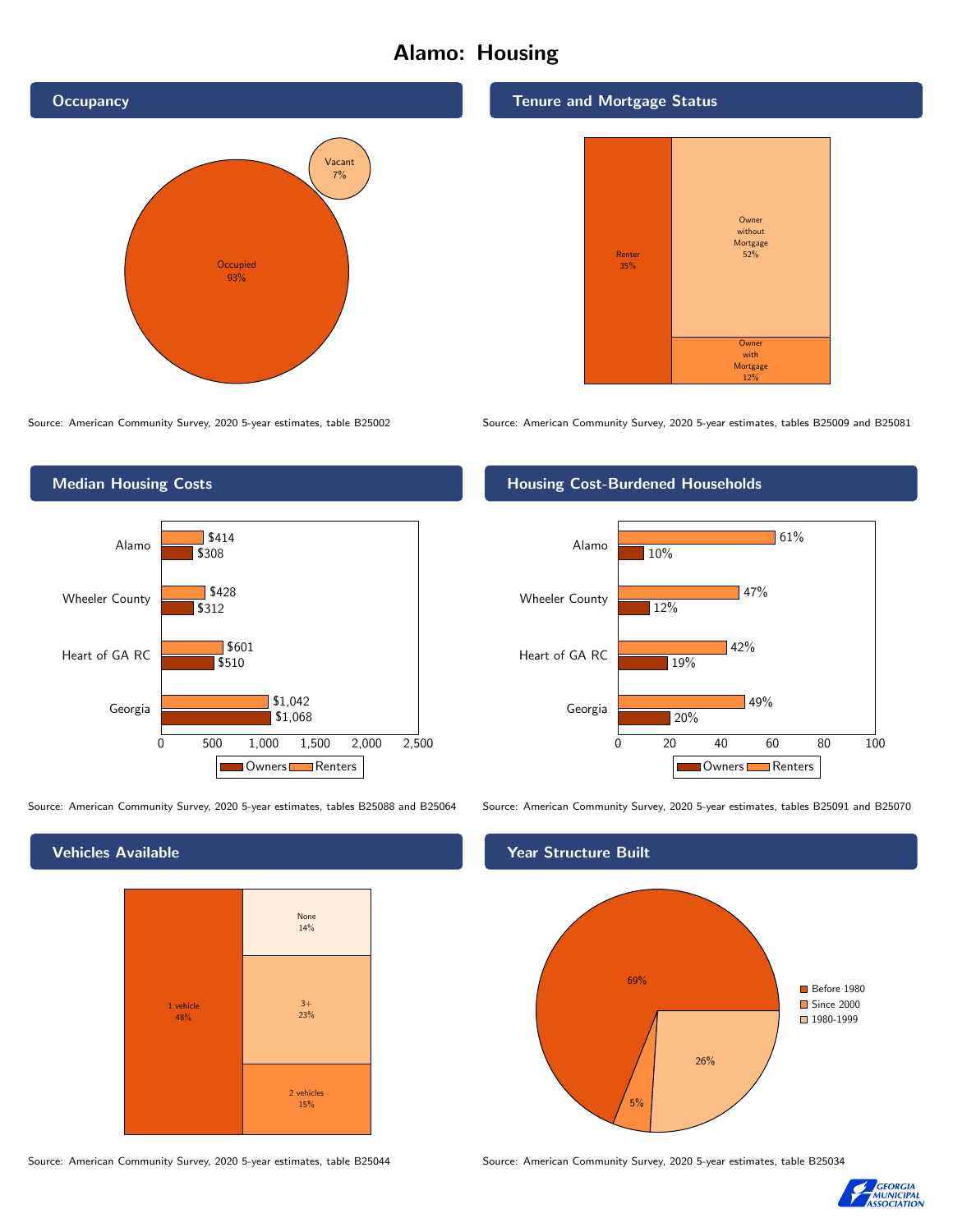# Alamo: Housing

## Occupancy

Vacant
7%

Occupied
93%

Source: American Community Survey, 2020 5-year estimates, table B25002

## Tenure and Mortgage Status

Renter
35%

Owner
without
Mortgage
52%

Owner
with
Mortgage
12%

Source: American Community Survey, 2020 5-year estimates, tables B25009 and B25081

## Median Housing Costs

Alamo
$414
$308

Wheeler County
$428
$312

Heart of GA RC
$601
$510

Georgia
$1,042
$1,068

0 500 1,000 1,500 2,000 2,500

Owners Renters

Source: American Community Survey, 2020 5-year estimates, tables B25088 and B25064

## Housing Cost-Burdened Households

Alamo
61%
10%

Wheeler County
47%
12%

Heart of GA RC
42%
19%

Georgia
49%
20%

0 20 40 60 80 100

Owners Renters

Source: American Community Survey, 2020 5-year estimates, tables B25091 and B25070

## Vehicles Available

1 vehicle
48%

None
14%

3+
23%

2 vehicles
15%

Source: American Community Survey, 2020 5-year estimates, table B25044

## Year Structure Built

69%

5%

26%

Before 1980
Since 2000
1980-1999

Source: American Community Survey, 2020 5-year estimates, table B25034